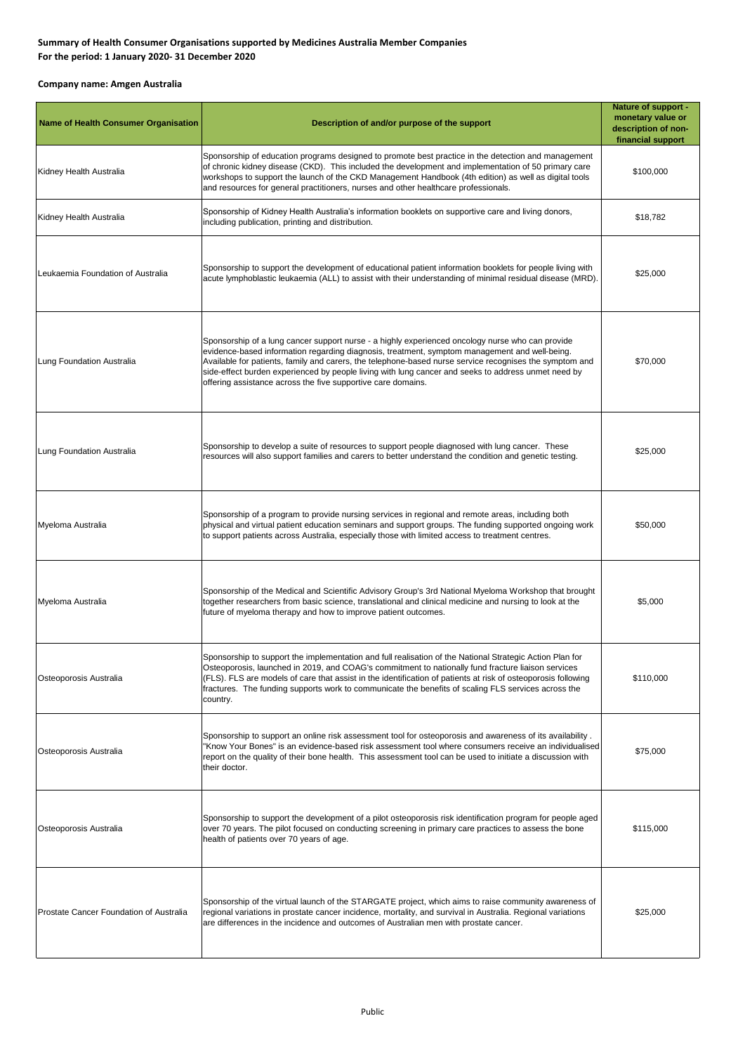**Summary of Health Consumer Organisations supported by Medicines Australia Member Companies**
**For the period: 1 January 2020- 31 December 2020**

**Company name: Amgen Australia**

| Name of Health Consumer Organisation | Description of and/or purpose of the support | Nature of support - monetary value or description of non-financial support |
|---|---|---|
| Kidney Health Australia | Sponsorship of education programs designed to promote best practice in the detection and management of chronic kidney disease (CKD). This included the development and implementation of 50 primary care workshops to support the launch of the CKD Management Handbook (4th edition) as well as digital tools and resources for general practitioners, nurses and other healthcare professionals. | $100,000 |
| Kidney Health Australia | Sponsorship of Kidney Health Australia's information booklets on supportive care and living donors, including publication, printing and distribution. | $18,782 |
| Leukaemia Foundation of Australia | Sponsorship to support the development of educational patient information booklets for people living with acute lymphoblastic leukaemia (ALL) to assist with their understanding of minimal residual disease (MRD). | $25,000 |
| Lung Foundation Australia | Sponsorship of a lung cancer support nurse - a highly experienced oncology nurse who can provide evidence-based information regarding diagnosis, treatment, symptom management and well-being. Available for patients, family and carers, the telephone-based nurse service recognises the symptom and side-effect burden experienced by people living with lung cancer and seeks to address unmet need by offering assistance across the five supportive care domains. | $70,000 |
| Lung Foundation Australia | Sponsorship to develop a suite of resources to support people diagnosed with lung cancer. These resources will also support families and carers to better understand the condition and genetic testing. | $25,000 |
| Myeloma Australia | Sponsorship of a program to provide nursing services in regional and remote areas, including both physical and virtual patient education seminars and support groups. The funding supported ongoing work to support patients across Australia, especially those with limited access to treatment centres. | $50,000 |
| Myeloma Australia | Sponsorship of the Medical and Scientific Advisory Group's 3rd National Myeloma Workshop that brought together researchers from basic science, translational and clinical medicine and nursing to look at the future of myeloma therapy and how to improve patient outcomes. | $5,000 |
| Osteoporosis Australia | Sponsorship to support the implementation and full realisation of the National Strategic Action Plan for Osteoporosis, launched in 2019, and COAG's commitment to nationally fund fracture liaison services (FLS). FLS are models of care that assist in the identification of patients at risk of osteoporosis following fractures. The funding supports work to communicate the benefits of scaling FLS services across the country. | $110,000 |
| Osteoporosis Australia | Sponsorship to support an online risk assessment tool for osteoporosis and awareness of its availability . "Know Your Bones" is an evidence-based risk assessment tool where consumers receive an individualised report on the quality of their bone health. This assessment tool can be used to initiate a discussion with their doctor. | $75,000 |
| Osteoporosis Australia | Sponsorship to support the development of a pilot osteoporosis risk identification program for people aged over 70 years. The pilot focused on conducting screening in primary care practices to assess the bone health of patients over 70 years of age. | $115,000 |
| Prostate Cancer Foundation of Australia | Sponsorship of the virtual launch of the STARGATE project, which aims to raise community awareness of regional variations in prostate cancer incidence, mortality, and survival in Australia. Regional variations are differences in the incidence and outcomes of Australian men with prostate cancer. | $25,000 |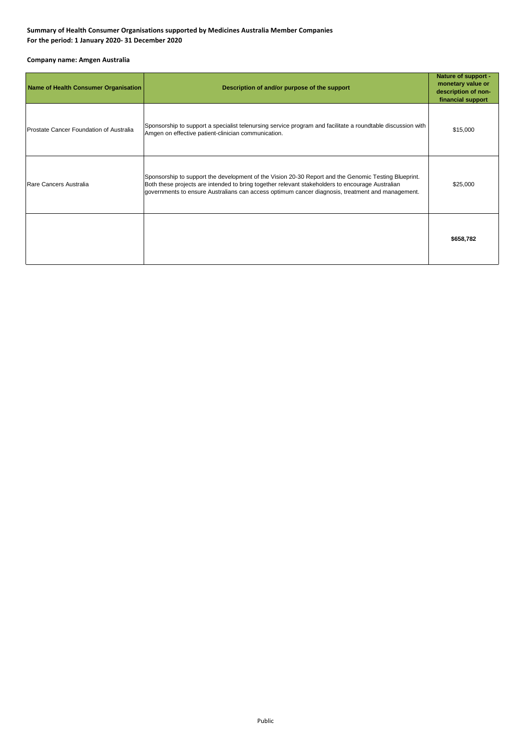**Summary of Health Consumer Organisations supported by Medicines Australia Member Companies**
**For the period: 1 January 2020- 31 December 2020**

**Company name: Amgen Australia**

| Name of Health Consumer Organisation | Description of and/or purpose of the support | Nature of support - monetary value or description of non-financial support |
|---|---|---|
| Prostate Cancer Foundation of Australia | Sponsorship to support a specialist telenursing service program and facilitate a roundtable discussion with Amgen on effective patient-clinician communication. | $15,000 |
| Rare Cancers Australia | Sponsorship to support the development of the Vision 20-30 Report and the Genomic Testing Blueprint. Both these projects are intended to bring together relevant stakeholders to encourage Australian governments to ensure Australians can access optimum cancer diagnosis, treatment and management. | $25,000 |
| | | **$658,782** |

Public